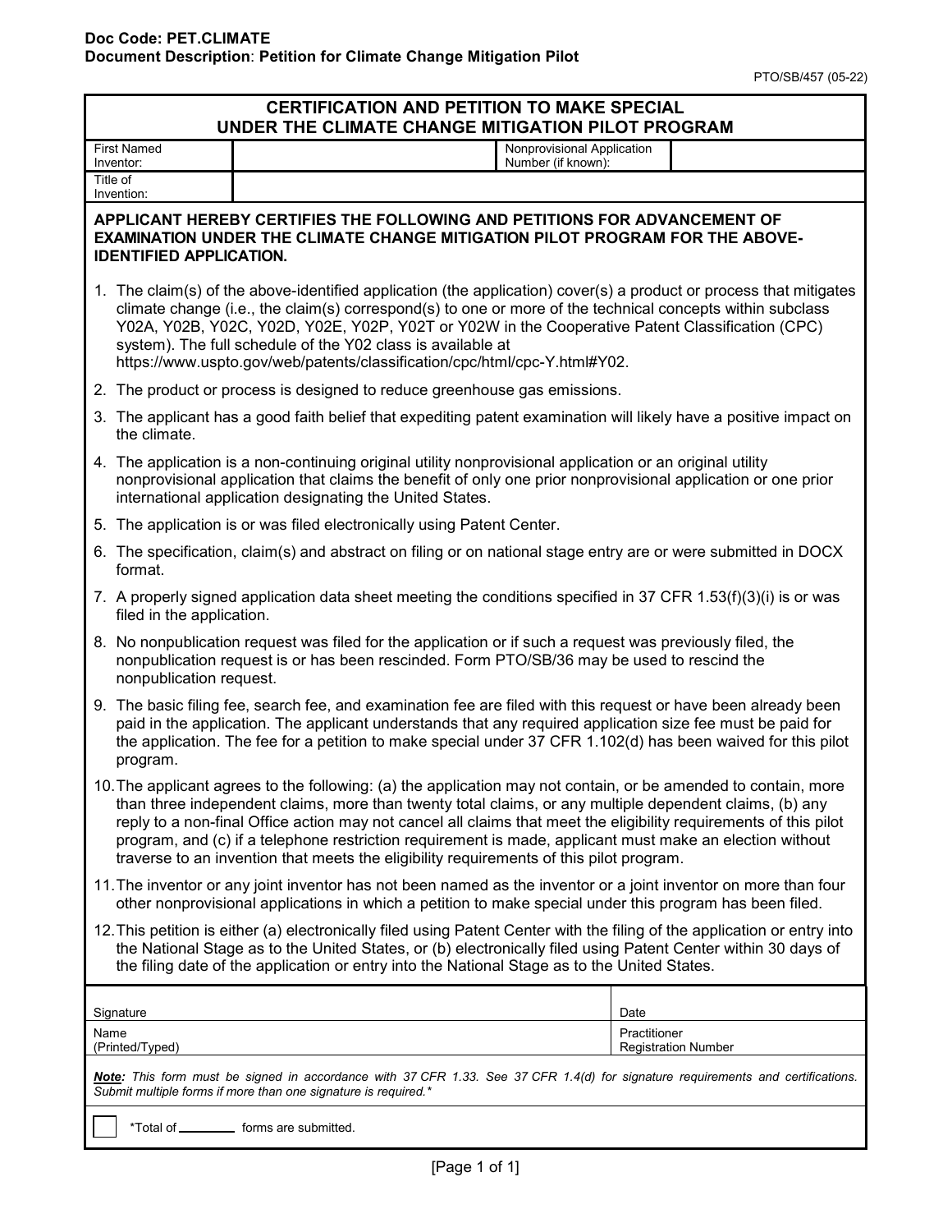**Doc Code: PET.CLIMATE**
**Document Description**: **Petition for Climate Change Mitigation Pilot**

PTO/SB/457 (05-22)

## CERTIFICATION AND PETITION TO MAKE SPECIAL UNDER THE CLIMATE CHANGE MITIGATION PILOT PROGRAM

| | | | |
|---|---|---|---|
| First Named Inventor: | | Nonprovisional Application Number (if known): | |
| Title of Invention: | | | |

**APPLICANT HEREBY CERTIFIES THE FOLLOWING AND PETITIONS FOR ADVANCEMENT OF EXAMINATION UNDER THE CLIMATE CHANGE MITIGATION PILOT PROGRAM FOR THE ABOVE-IDENTIFIED APPLICATION.**

1. The claim(s) of the above-identified application (the application) cover(s) a product or process that mitigates climate change (i.e., the claim(s) correspond(s) to one or more of the technical concepts within subclass Y02A, Y02B, Y02C, Y02D, Y02E, Y02P, Y02T or Y02W in the Cooperative Patent Classification (CPC) system). The full schedule of the Y02 class is available at https://www.uspto.gov/web/patents/classification/cpc/html/cpc-Y.html#Y02.
2. The product or process is designed to reduce greenhouse gas emissions.
3. The applicant has a good faith belief that expediting patent examination will likely have a positive impact on the climate.
4. The application is a non-continuing original utility nonprovisional application or an original utility nonprovisional application that claims the benefit of only one prior nonprovisional application or one prior international application designating the United States.
5. The application is or was filed electronically using Patent Center.
6. The specification, claim(s) and abstract on filing or on national stage entry are or were submitted in DOCX format.
7. A properly signed application data sheet meeting the conditions specified in 37 CFR 1.53(f)(3)(i) is or was filed in the application.
8. No nonpublication request was filed for the application or if such a request was previously filed, the nonpublication request is or has been rescinded. Form PTO/SB/36 may be used to rescind the nonpublication request.
9. The basic filing fee, search fee, and examination fee are filed with this request or have been already been paid in the application. The applicant understands that any required application size fee must be paid for the application. The fee for a petition to make special under 37 CFR 1.102(d) has been waived for this pilot program.
10. The applicant agrees to the following: (a) the application may not contain, or be amended to contain, more than three independent claims, more than twenty total claims, or any multiple dependent claims, (b) any reply to a non-final Office action may not cancel all claims that meet the eligibility requirements of this pilot program, and (c) if a telephone restriction requirement is made, applicant must make an election without traverse to an invention that meets the eligibility requirements of this pilot program.
11. The inventor or any joint inventor has not been named as the inventor or a joint inventor on more than four other nonprovisional applications in which a petition to make special under this program has been filed.
12. This petition is either (a) electronically filed using Patent Center with the filing of the application or entry into the National Stage as to the United States, or (b) electronically filed using Patent Center within 30 days of the filing date of the application or entry into the National Stage as to the United States.

| | | | |
|---|---|---|---|
| Signature | | Date | |
| Name (Printed/Typed) | | Practitioner Registration Number | |

***Note:*** *This form must be signed in accordance with 37 CFR 1.33. See 37 CFR 1.4(d) for signature requirements and certifications. Submit multiple forms if more than one signature is required.\**

☐ \*Total of ________ forms are submitted.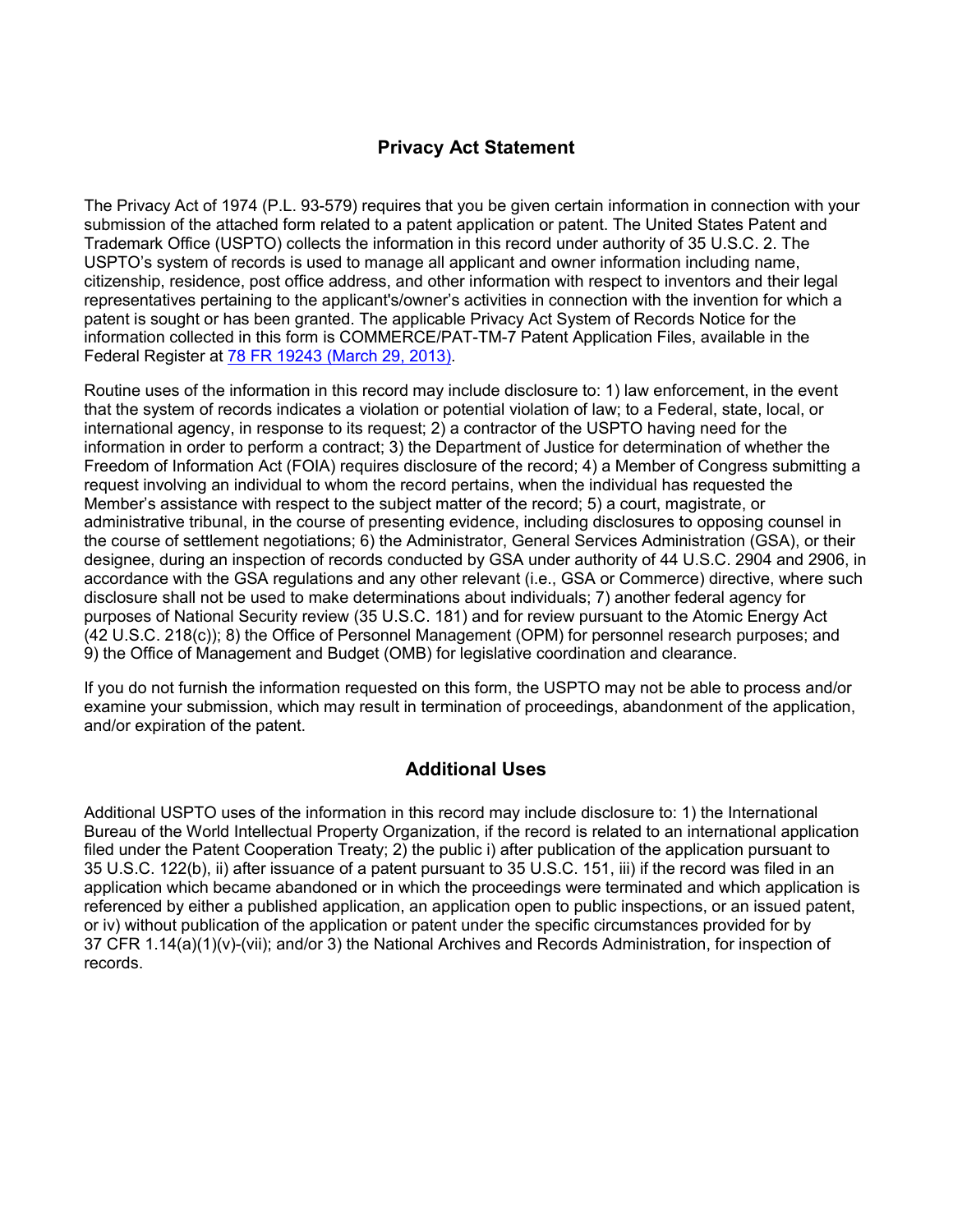## Privacy Act Statement

The Privacy Act of 1974 (P.L. 93-579) requires that you be given certain information in connection with your submission of the attached form related to a patent application or patent. The United States Patent and Trademark Office (USPTO) collects the information in this record under authority of 35 U.S.C. 2. The USPTO's system of records is used to manage all applicant and owner information including name, citizenship, residence, post office address, and other information with respect to inventors and their legal representatives pertaining to the applicant's/owner's activities in connection with the invention for which a patent is sought or has been granted. The applicable Privacy Act System of Records Notice for the information collected in this form is COMMERCE/PAT-TM-7 Patent Application Files, available in the Federal Register at [78 FR 19243 (March 29, 2013)](https://www.federalregister.gov/documents/2013/03/29/2013-07341/privacy-act-of-1974-new-system-of-records).

Routine uses of the information in this record may include disclosure to: 1) law enforcement, in the event that the system of records indicates a violation or potential violation of law; to a Federal, state, local, or international agency, in response to its request; 2) a contractor of the USPTO having need for the information in order to perform a contract; 3) the Department of Justice for determination of whether the Freedom of Information Act (FOIA) requires disclosure of the record; 4) a Member of Congress submitting a request involving an individual to whom the record pertains, when the individual has requested the Member's assistance with respect to the subject matter of the record; 5) a court, magistrate, or administrative tribunal, in the course of presenting evidence, including disclosures to opposing counsel in the course of settlement negotiations; 6) the Administrator, General Services Administration (GSA), or their designee, during an inspection of records conducted by GSA under authority of 44 U.S.C. 2904 and 2906, in accordance with the GSA regulations and any other relevant (i.e., GSA or Commerce) directive, where such disclosure shall not be used to make determinations about individuals; 7) another federal agency for purposes of National Security review (35 U.S.C. 181) and for review pursuant to the Atomic Energy Act (42 U.S.C. 218(c)); 8) the Office of Personnel Management (OPM) for personnel research purposes; and 9) the Office of Management and Budget (OMB) for legislative coordination and clearance.

If you do not furnish the information requested on this form, the USPTO may not be able to process and/or examine your submission, which may result in termination of proceedings, abandonment of the application, and/or expiration of the patent.

## Additional Uses

Additional USPTO uses of the information in this record may include disclosure to: 1) the International Bureau of the World Intellectual Property Organization, if the record is related to an international application filed under the Patent Cooperation Treaty; 2) the public i) after publication of the application pursuant to 35 U.S.C. 122(b), ii) after issuance of a patent pursuant to 35 U.S.C. 151, iii) if the record was filed in an application which became abandoned or in which the proceedings were terminated and which application is referenced by either a published application, an application open to public inspections, or an issued patent, or iv) without publication of the application or patent under the specific circumstances provided for by 37 CFR 1.14(a)(1)(v)-(vii); and/or 3) the National Archives and Records Administration, for inspection of records.